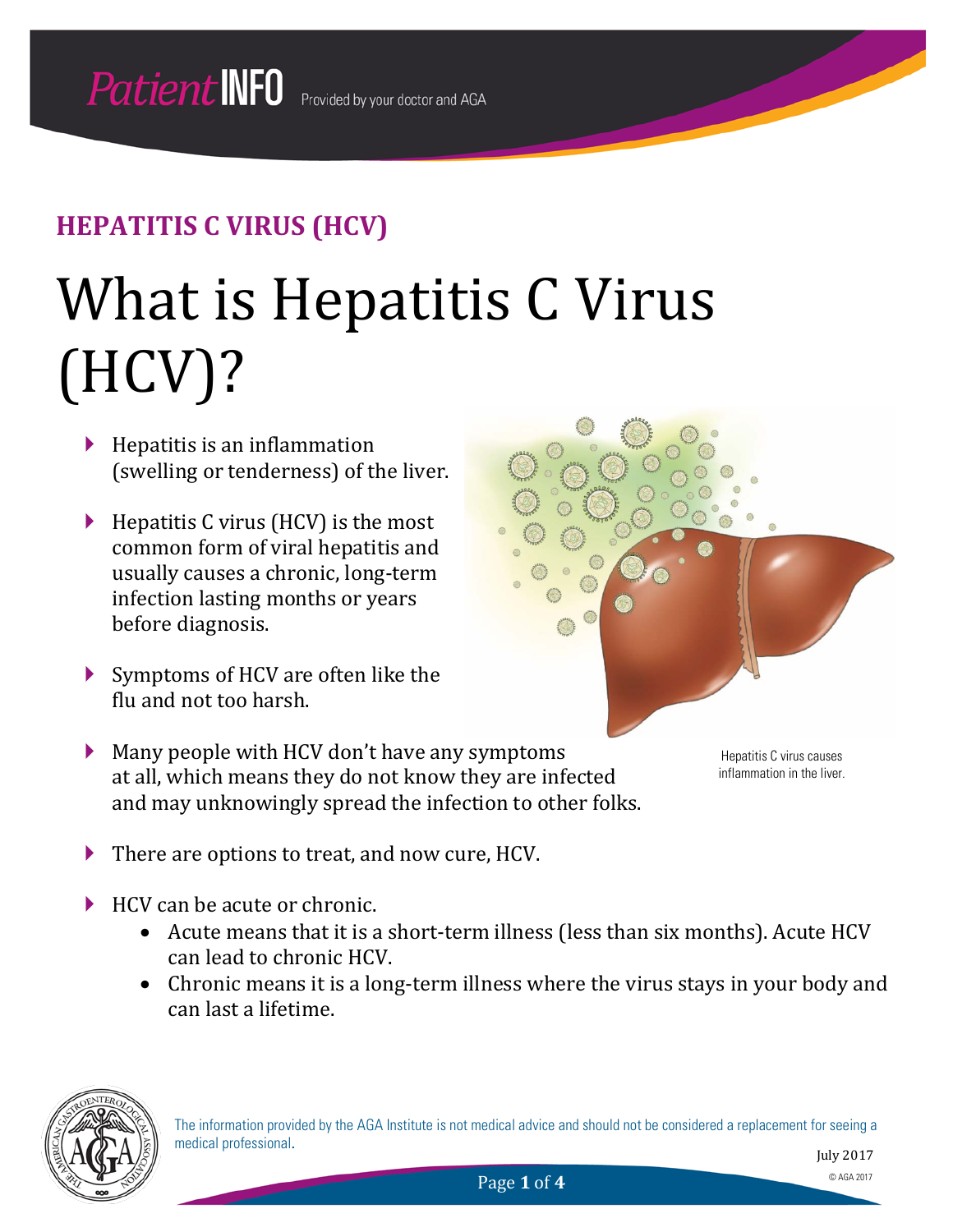## HEPATITIS C VIRUS (HCV)

# What is Hepatitis C Virus (HCV)?

- Hepatitis is an inflammation (swelling or tenderness) of the liver.
- Hepatitis C virus (HCV) is the most common form of viral hepatitis and usually causes a chronic, long-term infection lasting months or years before diagnosis.
- Symptoms of HCV are often like the flu and not too harsh.
- Many people with HCV don't have any symptoms at all, which means they do not know they are infected and may unknowingly spread the infection to other folks.

Hepatitis C virus causes inflammation in the liver.

- There are options to treat, and now cure, HCV.
- HCV can be acute or chronic.
  - Acute means that it is a short-term illness (less than six months). Acute HCV can lead to chronic HCV.
  - Chronic means it is a long-term illness where the virus stays in your body and can last a lifetime.

The information provided by the AGA Institute is not medical advice and should not be considered a replacement for seeing a medical professional.

July 2017

© AGA 2017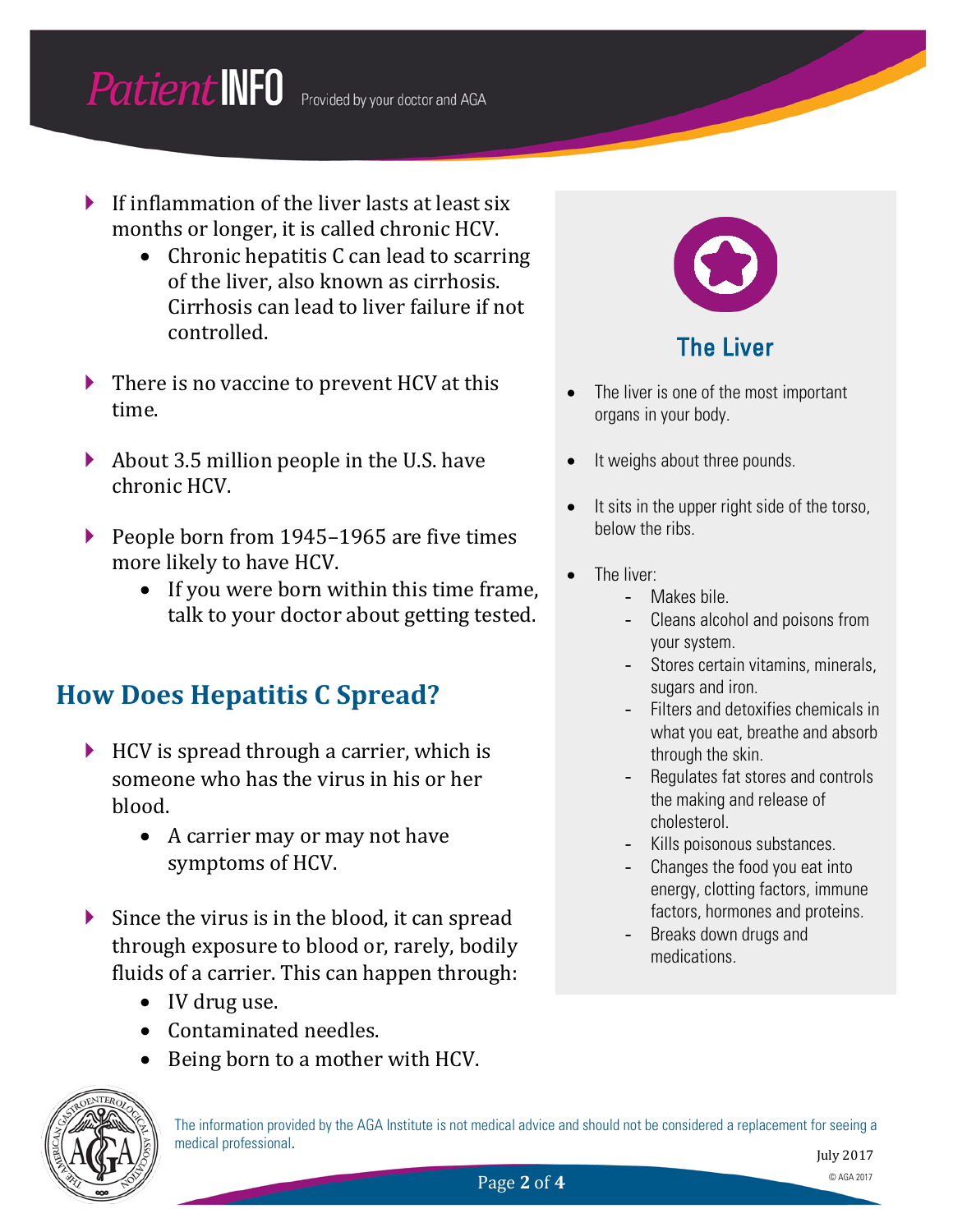- If inflammation of the liver lasts at least six months or longer, it is called chronic HCV.
  - Chronic hepatitis C can lead to scarring of the liver, also known as cirrhosis. Cirrhosis can lead to liver failure if not controlled.
- There is no vaccine to prevent HCV at this time.
- About 3.5 million people in the U.S. have chronic HCV.
- People born from 1945–1965 are five times more likely to have HCV.
  - If you were born within this time frame, talk to your doctor about getting tested.

## How Does Hepatitis C Spread?

- HCV is spread through a carrier, which is someone who has the virus in his or her blood.
  - A carrier may or may not have symptoms of HCV.
- Since the virus is in the blood, it can spread through exposure to blood or, rarely, bodily fluids of a carrier. This can happen through:
  - IV drug use.
  - Contaminated needles.
  - Being born to a mother with HCV.

### The Liver

- The liver is one of the most important organs in your body.
- It weighs about three pounds.
- It sits in the upper right side of the torso, below the ribs.
- The liver:
  - Makes bile.
  - Cleans alcohol and poisons from your system.
  - Stores certain vitamins, minerals, sugars and iron.
  - Filters and detoxifies chemicals in what you eat, breathe and absorb through the skin.
  - Regulates fat stores and controls the making and release of cholesterol.
  - Kills poisonous substances.
  - Changes the food you eat into energy, clotting factors, immune factors, hormones and proteins.
  - Breaks down drugs and medications.

The information provided by the AGA Institute is not medical advice and should not be considered a replacement for seeing a medical professional.

July 2017

© AGA 2017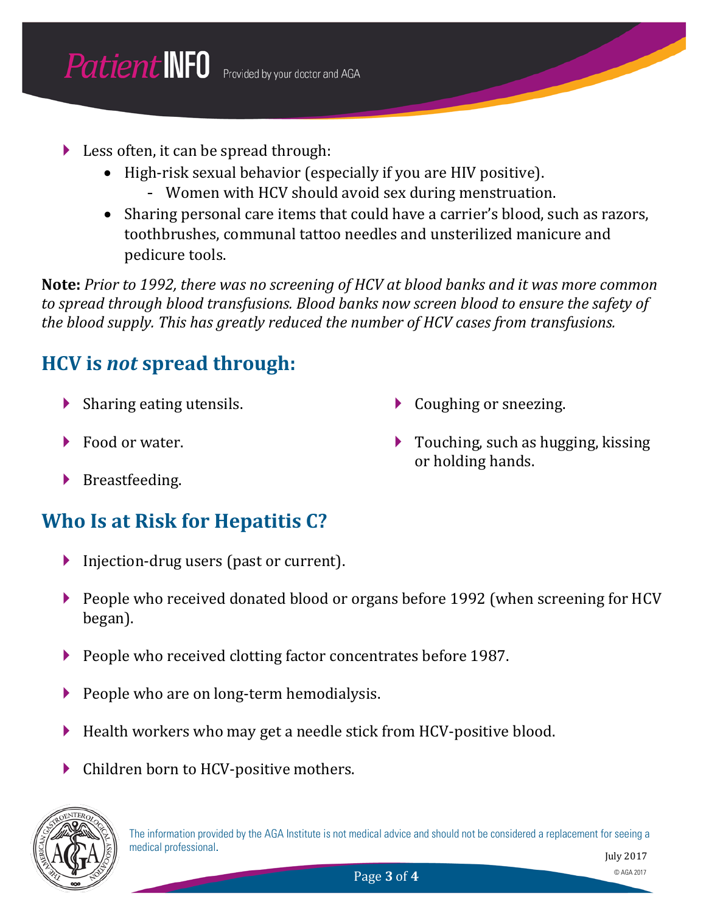- Less often, it can be spread through:
    - High-risk sexual behavior (especially if you are HIV positive).
        - Women with HCV should avoid sex during menstruation.
    - Sharing personal care items that could have a carrier's blood, such as razors, toothbrushes, communal tattoo needles and unsterilized manicure and pedicure tools.

**Note:** *Prior to 1992, there was no screening of HCV at blood banks and it was more common to spread through blood transfusions. Blood banks now screen blood to ensure the safety of the blood supply. This has greatly reduced the number of HCV cases from transfusions.*

## HCV is *not* spread through:

- Sharing eating utensils.
- Food or water.
- Breastfeeding.
- Coughing or sneezing.
- Touching, such as hugging, kissing or holding hands.

## Who Is at Risk for Hepatitis C?

- Injection-drug users (past or current).
- People who received donated blood or organs before 1992 (when screening for HCV began).
- People who received clotting factor concentrates before 1987.
- People who are on long-term hemodialysis.
- Health workers who may get a needle stick from HCV-positive blood.
- Children born to HCV-positive mothers.

The information provided by the AGA Institute is not medical advice and should not be considered a replacement for seeing a medical professional.

July 2017

© AGA 2017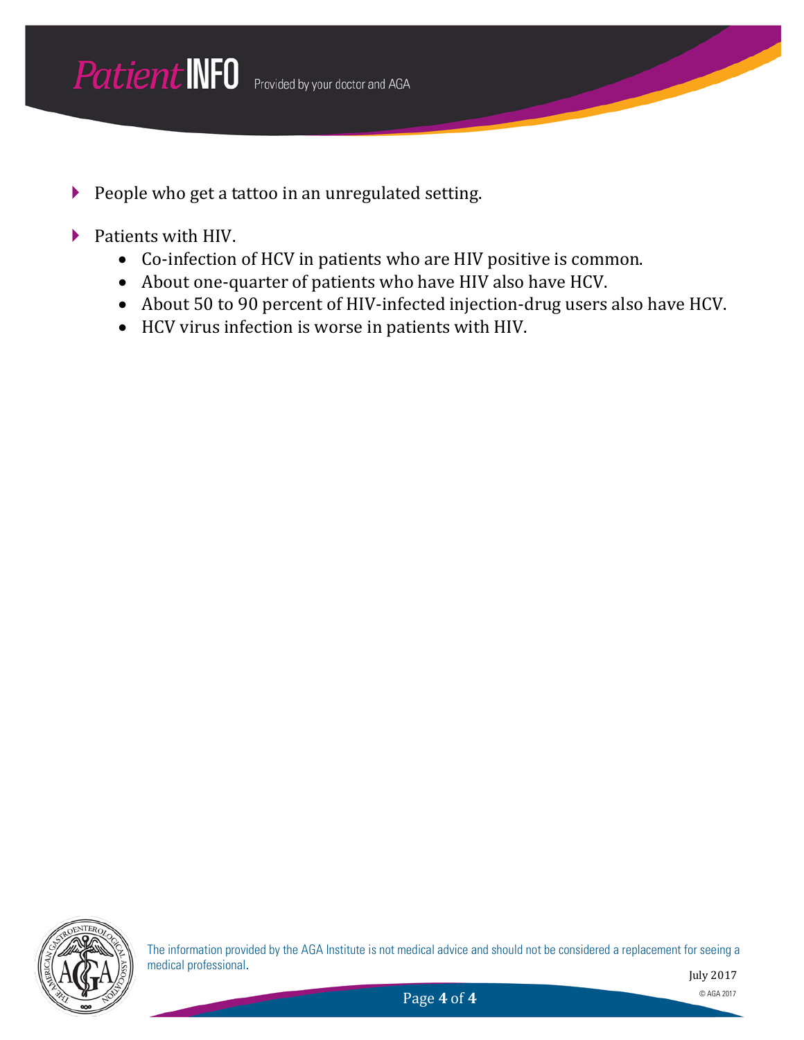- People who get a tattoo in an unregulated setting.
- Patients with HIV.
    - Co-infection of HCV in patients who are HIV positive is common.
    - About one-quarter of patients who have HIV also have HCV.
    - About 50 to 90 percent of HIV-infected injection-drug users also have HCV.
    - HCV virus infection is worse in patients with HIV.

The information provided by the AGA Institute is not medical advice and should not be considered a replacement for seeing a medical professional.

July 2017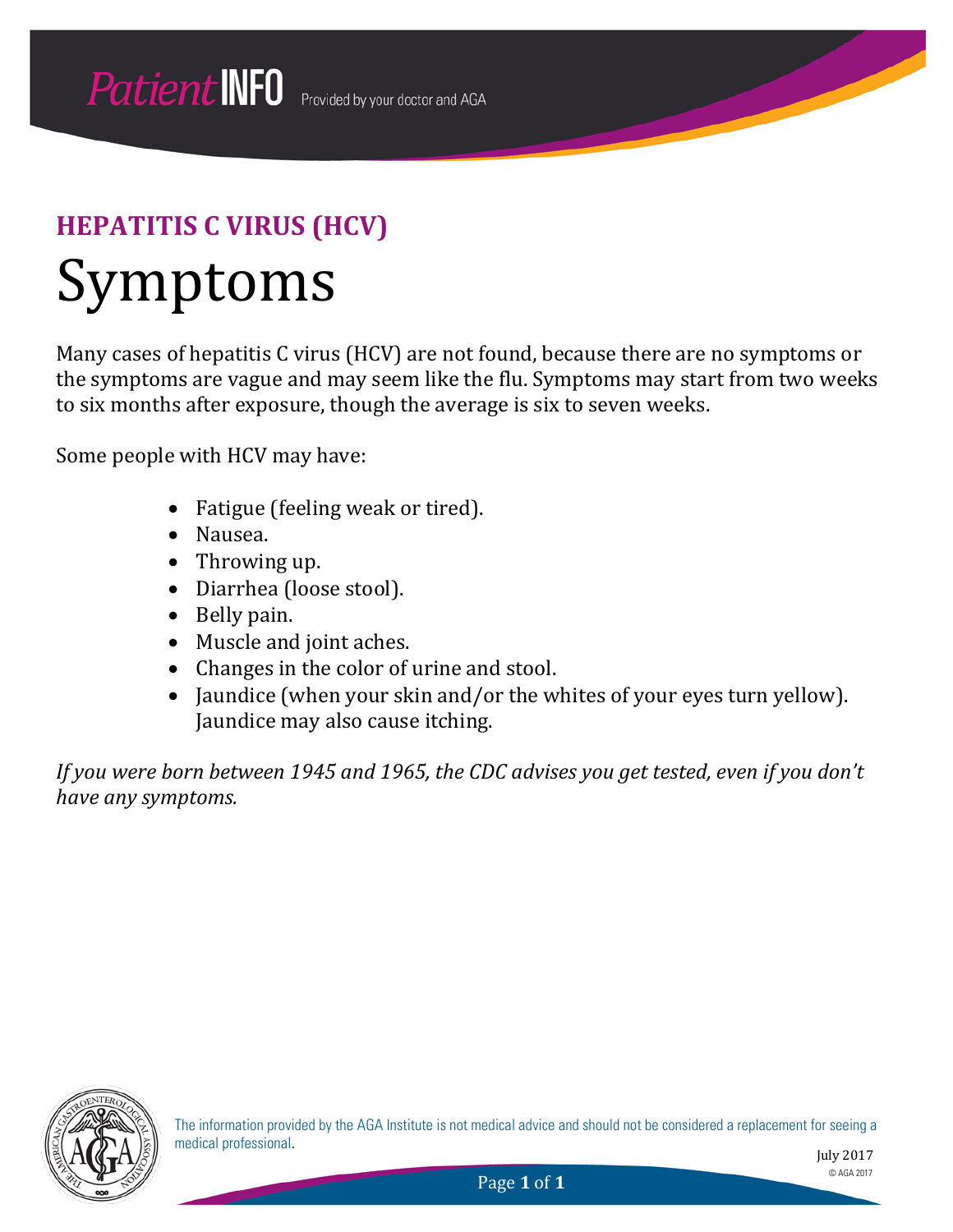## HEPATITIS C VIRUS (HCV)

# Symptoms

Many cases of hepatitis C virus (HCV) are not found, because there are no symptoms or the symptoms are vague and may seem like the flu. Symptoms may start from two weeks to six months after exposure, though the average is six to seven weeks.

Some people with HCV may have:

- Fatigue (feeling weak or tired).
- Nausea.
- Throwing up.
- Diarrhea (loose stool).
- Belly pain.
- Muscle and joint aches.
- Changes in the color of urine and stool.
- Jaundice (when your skin and/or the whites of your eyes turn yellow). Jaundice may also cause itching.

*If you were born between 1945 and 1965, the CDC advises you get tested, even if you don't have any symptoms.*

The information provided by the AGA Institute is not medical advice and should not be considered a replacement for seeing a medical professional.

July 2017

© AGA 2017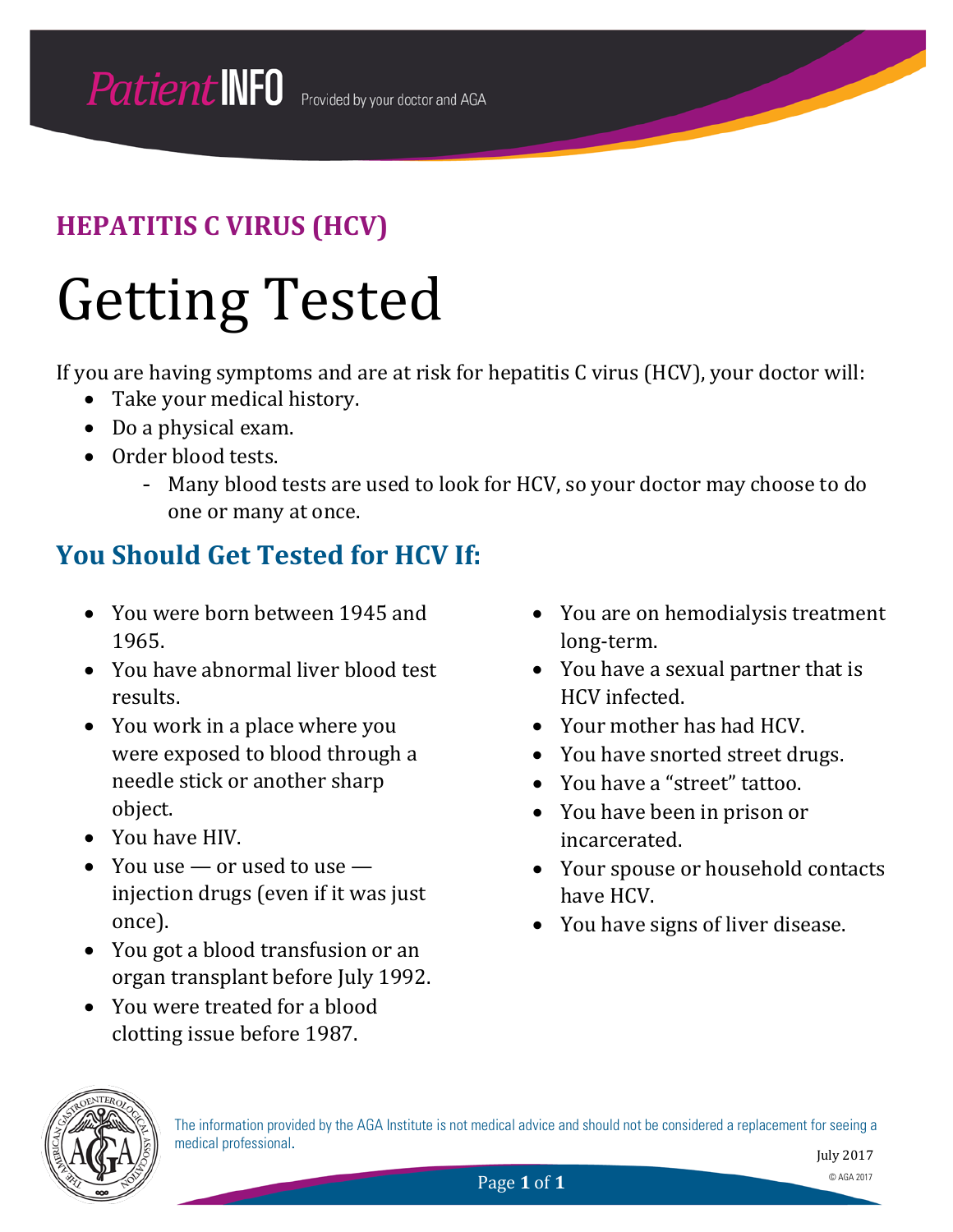PatientINFO Provided by your doctor and AGA

## HEPATITIS C VIRUS (HCV)

# Getting Tested

If you are having symptoms and are at risk for hepatitis C virus (HCV), your doctor will:

- Take your medical history.
- Do a physical exam.
- Order blood tests.
  - Many blood tests are used to look for HCV, so your doctor may choose to do one or many at once.

## You Should Get Tested for HCV If:

- You were born between 1945 and 1965.
- You have abnormal liver blood test results.
- You work in a place where you were exposed to blood through a needle stick or another sharp object.
- You have HIV.
- You use — or used to use — injection drugs (even if it was just once).
- You got a blood transfusion or an organ transplant before July 1992.
- You were treated for a blood clotting issue before 1987.
- You are on hemodialysis treatment long-term.
- You have a sexual partner that is HCV infected.
- Your mother has had HCV.
- You have snorted street drugs.
- You have a "street" tattoo.
- You have been in prison or incarcerated.
- Your spouse or household contacts have HCV.
- You have signs of liver disease.

The information provided by the AGA Institute is not medical advice and should not be considered a replacement for seeing a medical professional.

July 2017

© AGA 2017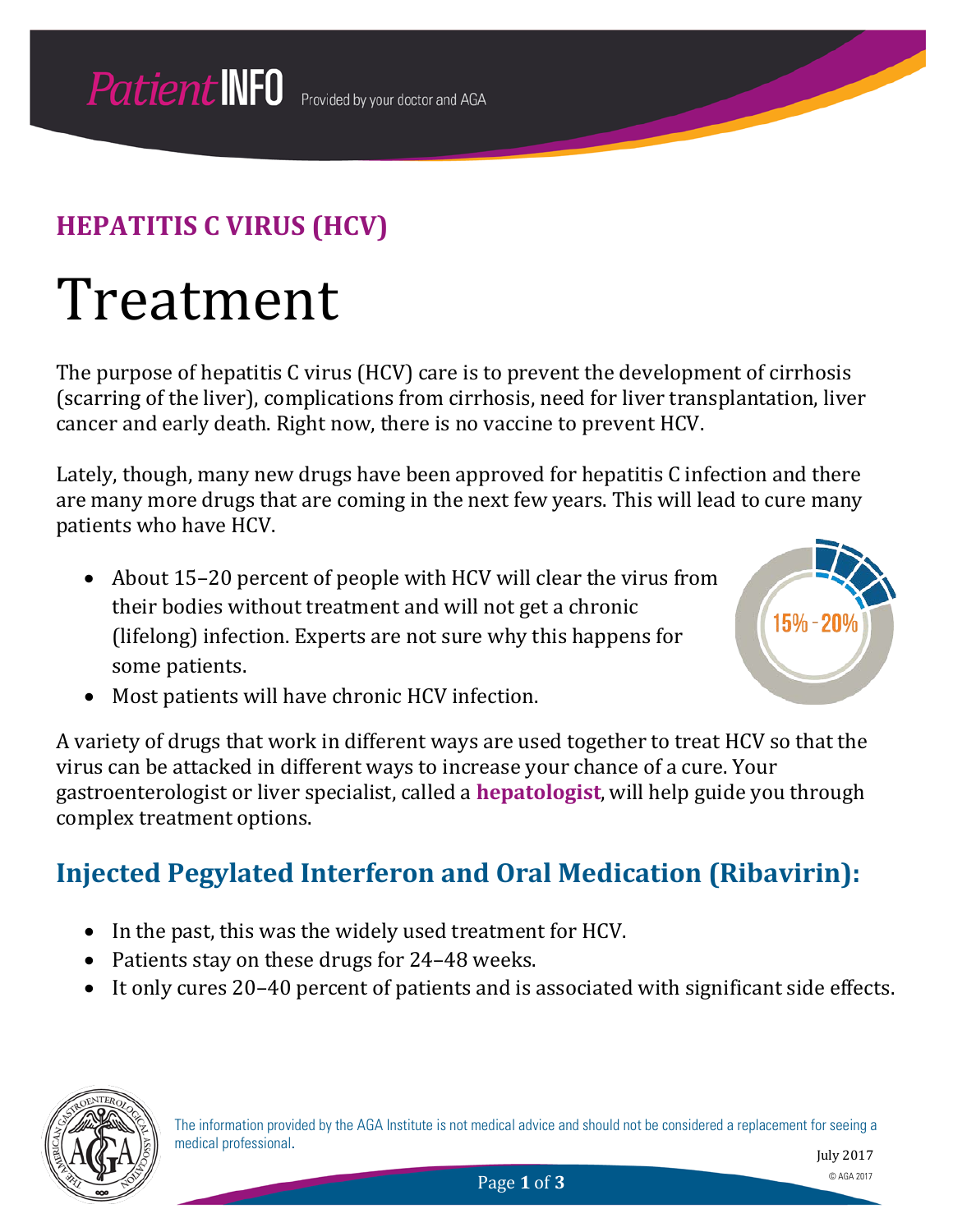# HEPATITIS C VIRUS (HCV)

# Treatment

The purpose of hepatitis C virus (HCV) care is to prevent the development of cirrhosis (scarring of the liver), complications from cirrhosis, need for liver transplantation, liver cancer and early death. Right now, there is no vaccine to prevent HCV.

Lately, though, many new drugs have been approved for hepatitis C infection and there are many more drugs that are coming in the next few years. This will lead to cure many patients who have HCV.

- About 15–20 percent of people with HCV will clear the virus from their bodies without treatment and will not get a chronic (lifelong) infection. Experts are not sure why this happens for some patients.
- Most patients will have chronic HCV infection.

15% - 20%

A variety of drugs that work in different ways are used together to treat HCV so that the virus can be attacked in different ways to increase your chance of a cure. Your gastroenterologist or liver specialist, called a **hepatologist**, will help guide you through complex treatment options.

## Injected Pegylated Interferon and Oral Medication (Ribavirin):

- In the past, this was the widely used treatment for HCV.
- Patients stay on these drugs for 24–48 weeks.
- It only cures 20–40 percent of patients and is associated with significant side effects.

The information provided by the AGA Institute is not medical advice and should not be considered a replacement for seeing a medical professional.

July 2017

© AGA 2017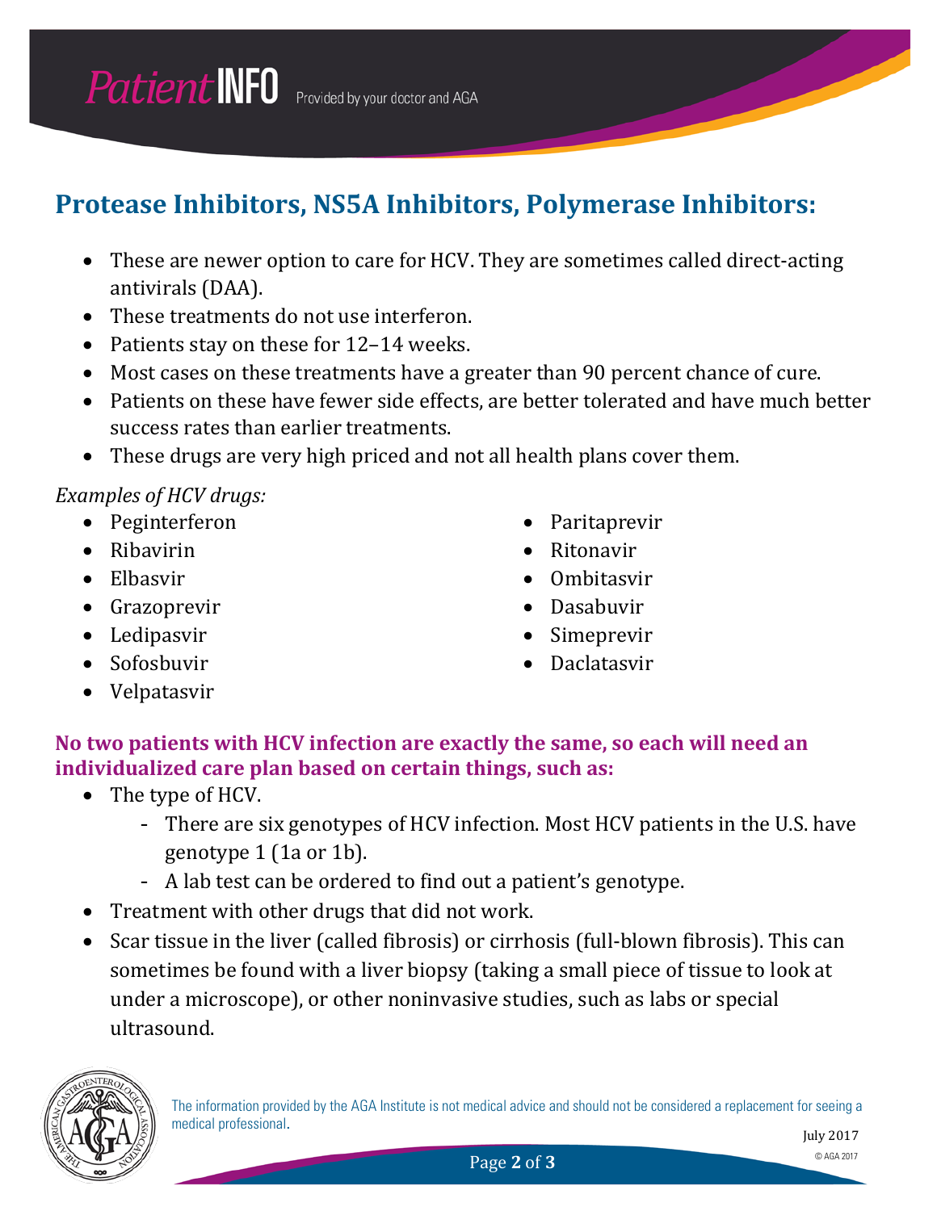## Protease Inhibitors, NS5A Inhibitors, Polymerase Inhibitors:

- These are newer option to care for HCV. They are sometimes called direct-acting antivirals (DAA).
- These treatments do not use interferon.
- Patients stay on these for 12–14 weeks.
- Most cases on these treatments have a greater than 90 percent chance of cure.
- Patients on these have fewer side effects, are better tolerated and have much better success rates than earlier treatments.
- These drugs are very high priced and not all health plans cover them.

*Examples of HCV drugs:*

- Peginterferon
- Ribavirin
- Elbasvir
- Grazoprevir
- Ledipasvir
- Sofosbuvir
- Velpatasvir
- Paritaprevir
- Ritonavir
- Ombitasvir
- Dasabuvir
- Simeprevir
- Daclatasvir

### No two patients with HCV infection are exactly the same, so each will need an individualized care plan based on certain things, such as:

- The type of HCV.
  - There are six genotypes of HCV infection. Most HCV patients in the U.S. have genotype 1 (1a or 1b).
  - A lab test can be ordered to find out a patient's genotype.
- Treatment with other drugs that did not work.
- Scar tissue in the liver (called fibrosis) or cirrhosis (full-blown fibrosis). This can sometimes be found with a liver biopsy (taking a small piece of tissue to look at under a microscope), or other noninvasive studies, such as labs or special ultrasound.

The information provided by the AGA Institute is not medical advice and should not be considered a replacement for seeing a medical professional.

July 2017

© AGA 2017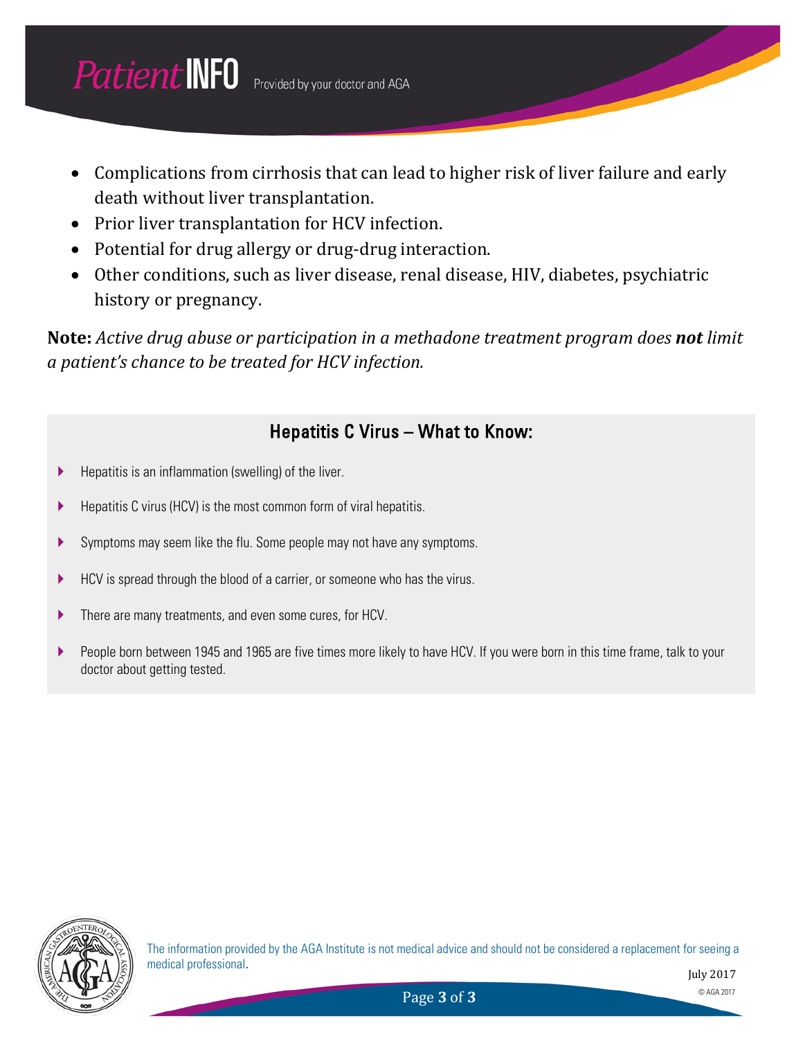- Complications from cirrhosis that can lead to higher risk of liver failure and early death without liver transplantation.
- Prior liver transplantation for HCV infection.
- Potential for drug allergy or drug-drug interaction.
- Other conditions, such as liver disease, renal disease, HIV, diabetes, psychiatric history or pregnancy.

**Note:** *Active drug abuse or participation in a methadone treatment program does **not** limit a patient's chance to be treated for HCV infection.*

## Hepatitis C Virus – What to Know:

- Hepatitis is an inflammation (swelling) of the liver.
- Hepatitis C virus (HCV) is the most common form of viral hepatitis.
- Symptoms may seem like the flu. Some people may not have any symptoms.
- HCV is spread through the blood of a carrier, or someone who has the virus.
- There are many treatments, and even some cures, for HCV.
- People born between 1945 and 1965 are five times more likely to have HCV. If you were born in this time frame, talk to your doctor about getting tested.

The information provided by the AGA Institute is not medical advice and should not be considered a replacement for seeing a medical professional.

July 2017

© AGA 2017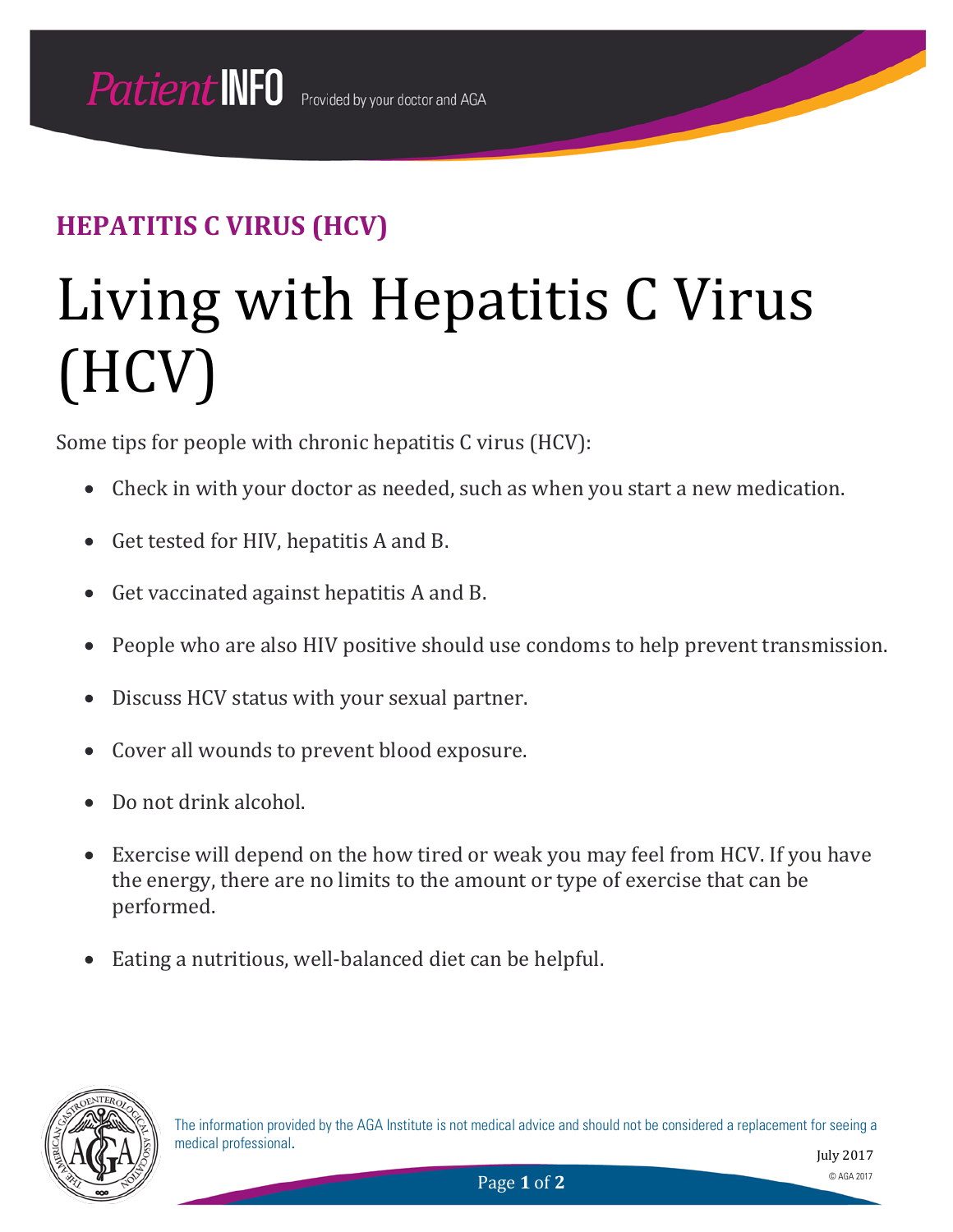HEPATITIS C VIRUS (HCV)

# Living with Hepatitis C Virus (HCV)

Some tips for people with chronic hepatitis C virus (HCV):

- Check in with your doctor as needed, such as when you start a new medication.
- Get tested for HIV, hepatitis A and B.
- Get vaccinated against hepatitis A and B.
- People who are also HIV positive should use condoms to help prevent transmission.
- Discuss HCV status with your sexual partner.
- Cover all wounds to prevent blood exposure.
- Do not drink alcohol.
- Exercise will depend on the how tired or weak you may feel from HCV. If you have the energy, there are no limits to the amount or type of exercise that can be performed.
- Eating a nutritious, well-balanced diet can be helpful.

The information provided by the AGA Institute is not medical advice and should not be considered a replacement for seeing a medical professional.

July 2017

© AGA 2017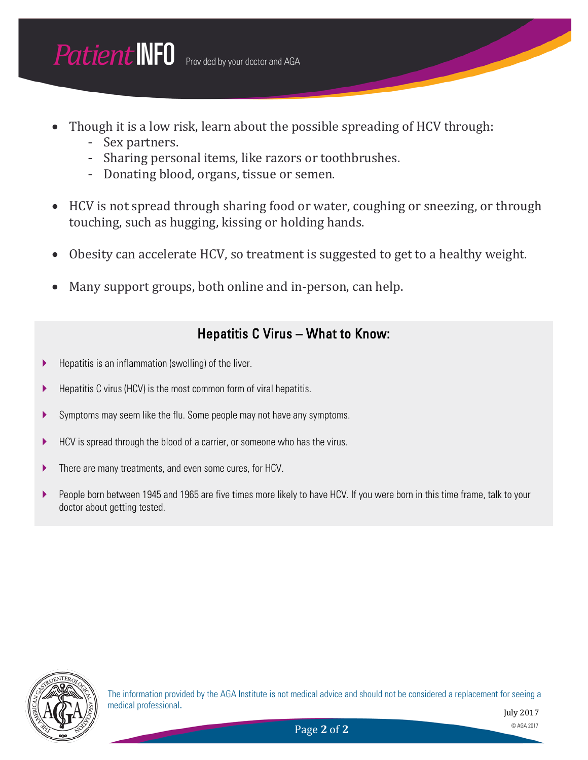- Though it is a low risk, learn about the possible spreading of HCV through:
  - Sex partners.
  - Sharing personal items, like razors or toothbrushes.
  - Donating blood, organs, tissue or semen.
- HCV is not spread through sharing food or water, coughing or sneezing, or through touching, such as hugging, kissing or holding hands.
- Obesity can accelerate HCV, so treatment is suggested to get to a healthy weight.
- Many support groups, both online and in-person, can help.

## Hepatitis C Virus – What to Know:

- Hepatitis is an inflammation (swelling) of the liver.
- Hepatitis C virus (HCV) is the most common form of viral hepatitis.
- Symptoms may seem like the flu. Some people may not have any symptoms.
- HCV is spread through the blood of a carrier, or someone who has the virus.
- There are many treatments, and even some cures, for HCV.
- People born between 1945 and 1965 are five times more likely to have HCV. If you were born in this time frame, talk to your doctor about getting tested.

The information provided by the AGA Institute is not medical advice and should not be considered a replacement for seeing a medical professional.

July 2017

© AGA 2017